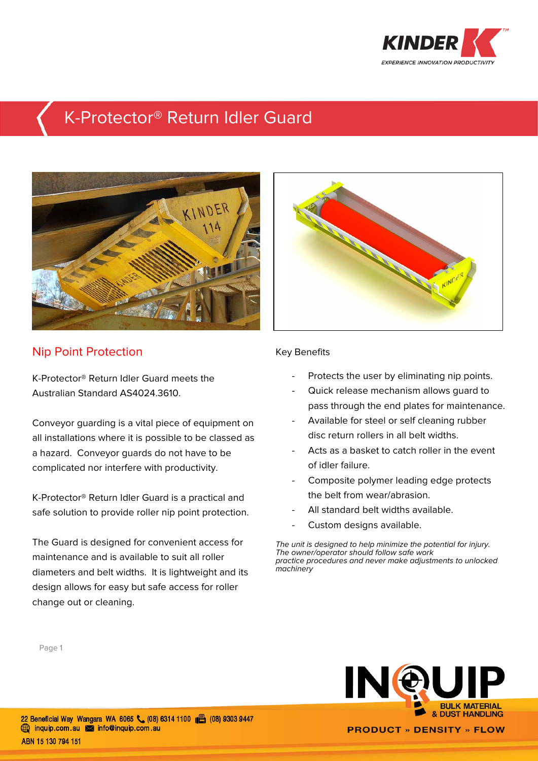# K-Protector® Return Idler Guard

## Nip Point Protection

K-Protector® Return Idler Guard meets the Australian Standard AS4024.3610.

Conveyor guarding is a vital piece of equipment on all installations where it is possible to be classed as a hazard. Conveyor guards do not have to be complicated nor interfere with productivity.

K-Protector® Return Idler Guard is a practical and safe solution to provide roller nip point protection.

The Guard is designed for convenient access for maintenance and is available to suit all roller diameters and belt widths. It is lightweight and its design allows for easy but safe access for roller change out or cleaning.

Key Benefits

- Protects the user by eliminating nip points.
- Quick release mechanism allows guard to pass through the end plates for maintenance.
- Available for steel or self cleaning rubber disc return rollers in all belt widths.
- Acts as a basket to catch roller in the event of idler failure.
- Composite polymer leading edge protects the belt from wear/abrasion.
- All standard belt widths available.
- Custom designs available.

*The unit is designed to help minimize the potential for injury. The owner/operator should follow safe work practice procedures and never make adjustments to unlocked machinery*

22 Beneficial Way Wangara WA 6065 (08) 6314 1100 (08) 9303 9447
inquip.com.au info@inquip.com.au
ABN 15 130 794 151

BULK MATERIAL & DUST HANDLING
PRODUCT » DENSITY » FLOW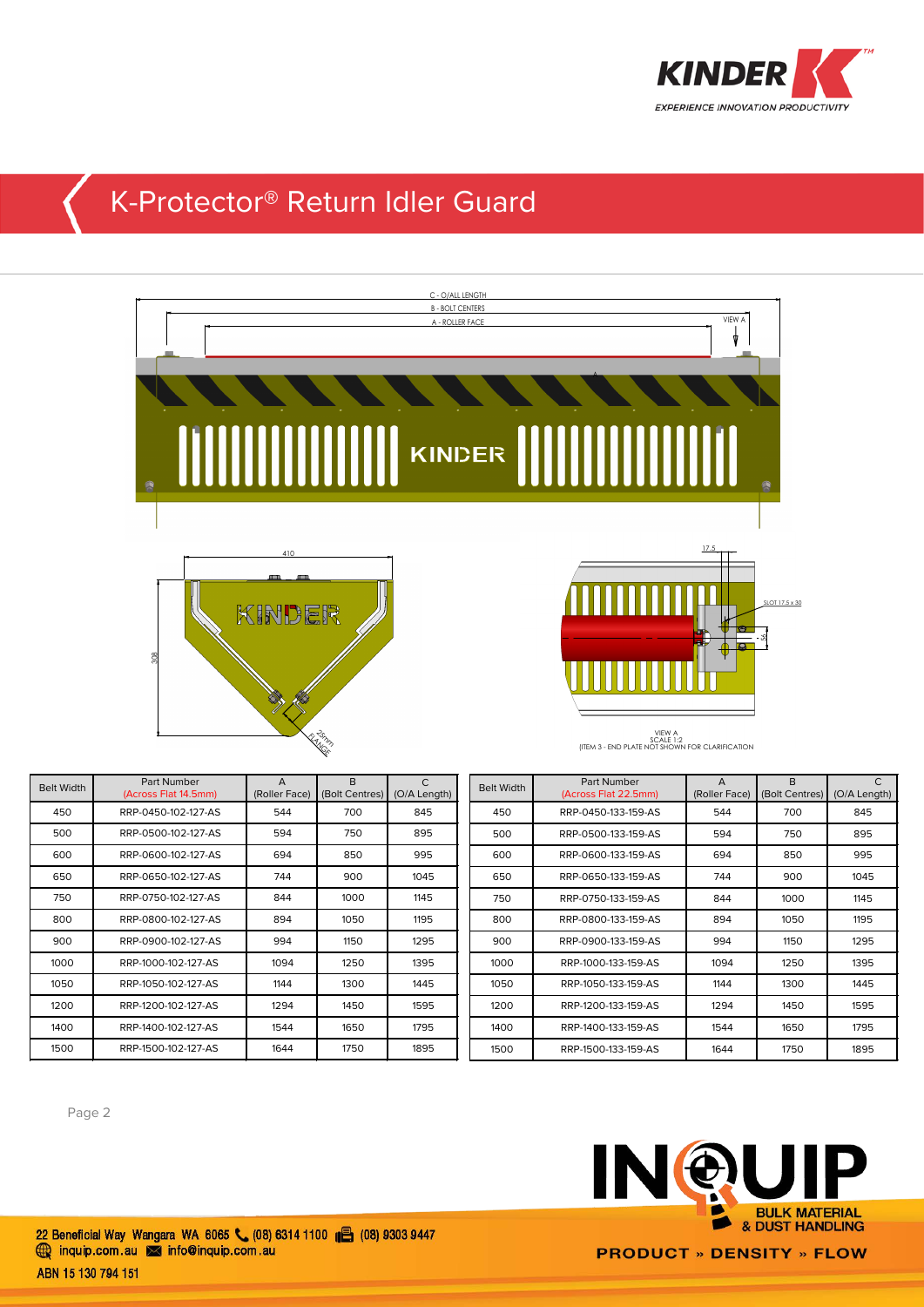# K-Protector® Return Idler Guard

C - O/ALL LENGTH

B - BOLT CENTERS

A - ROLLER FACE

VIEW A

410

308

25mm FLANGE

17.5

SLOT 17.5 x 30

VIEW A
SCALE 1:2
(ITEM 3 - END PLATE NOT SHOWN FOR CLARIFICATION

| Belt Width | Part Number (Across Flat 14.5mm) | A (Roller Face) | B (Bolt Centres) | C (O/A Length) |
|---|---|---|---|---|
| 450 | RRP-0450-102-127-AS | 544 | 700 | 845 |
| 500 | RRP-0500-102-127-AS | 594 | 750 | 895 |
| 600 | RRP-0600-102-127-AS | 694 | 850 | 995 |
| 650 | RRP-0650-102-127-AS | 744 | 900 | 1045 |
| 750 | RRP-0750-102-127-AS | 844 | 1000 | 1145 |
| 800 | RRP-0800-102-127-AS | 894 | 1050 | 1195 |
| 900 | RRP-0900-102-127-AS | 994 | 1150 | 1295 |
| 1000 | RRP-1000-102-127-AS | 1094 | 1250 | 1395 |
| 1050 | RRP-1050-102-127-AS | 1144 | 1300 | 1445 |
| 1200 | RRP-1200-102-127-AS | 1294 | 1450 | 1595 |
| 1400 | RRP-1400-102-127-AS | 1544 | 1650 | 1795 |
| 1500 | RRP-1500-102-127-AS | 1644 | 1750 | 1895 |

| Belt Width | Part Number (Across Flat 22.5mm) | A (Roller Face) | B (Bolt Centres) | C (O/A Length) |
|---|---|---|---|---|
| 450 | RRP-0450-133-159-AS | 544 | 700 | 845 |
| 500 | RRP-0500-133-159-AS | 594 | 750 | 895 |
| 600 | RRP-0600-133-159-AS | 694 | 850 | 995 |
| 650 | RRP-0650-133-159-AS | 744 | 900 | 1045 |
| 750 | RRP-0750-133-159-AS | 844 | 1000 | 1145 |
| 800 | RRP-0800-133-159-AS | 894 | 1050 | 1195 |
| 900 | RRP-0900-133-159-AS | 994 | 1150 | 1295 |
| 1000 | RRP-1000-133-159-AS | 1094 | 1250 | 1395 |
| 1050 | RRP-1050-133-159-AS | 1144 | 1300 | 1445 |
| 1200 | RRP-1200-133-159-AS | 1294 | 1450 | 1595 |
| 1400 | RRP-1400-133-159-AS | 1544 | 1650 | 1795 |
| 1500 | RRP-1500-133-159-AS | 1644 | 1750 | 1895 |

22 Beneficial Way Wangara WA 6065 (08) 6314 1100 (08) 9303 9447
inquip.com.au info@inquip.com.au

ABN 15 130 794 151

BULK MATERIAL & DUST HANDLING

PRODUCT » DENSITY » FLOW